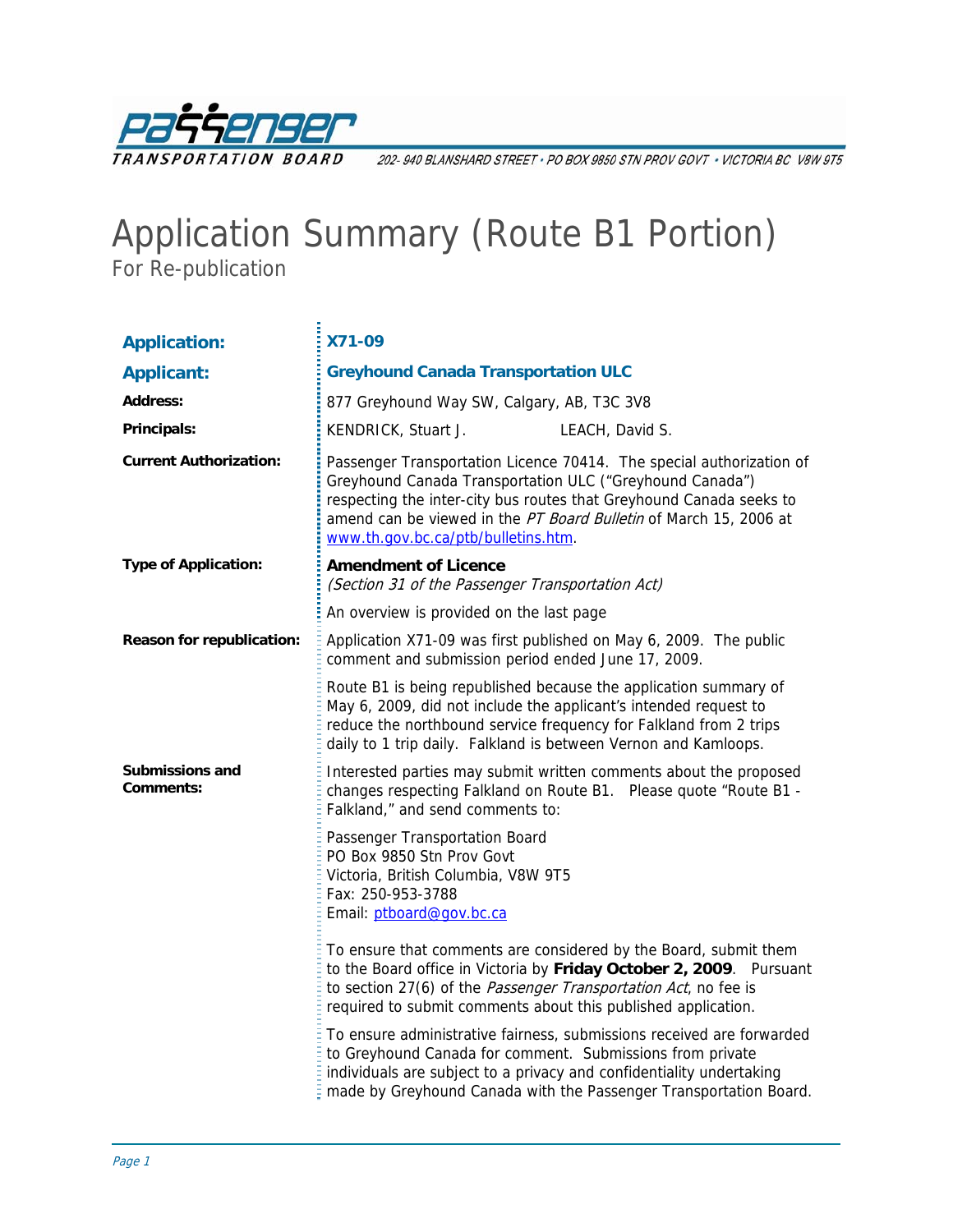Passenger Transportation Board

202- 940 BLANSHARD STREET • PO BOX 9850 STN PROV GOVT • VICTORIA BC V8W 9T5

# Application Summary (Route B1 Portion)

For Re-publication

| | |
|---|---|
| **Application:** | **X71-09** |
| **Applicant:** | **Greyhound Canada Transportation ULC** |
| **Address:** | 877 Greyhound Way SW, Calgary, AB, T3C 3V8 |
| **Principals:** | KENDRICK, Stuart J. LEACH, David S. |
| **Current Authorization:** | Passenger Transportation Licence 70414. The special authorization of Greyhound Canada Transportation ULC ("Greyhound Canada") respecting the inter-city bus routes that Greyhound Canada seeks to amend can be viewed in the *PT Board Bulletin* of March 15, 2006 at www.th.gov.bc.ca/ptb/bulletins.htm. |
| **Type of Application:** | **Amendment of Licence** *(Section 31 of the Passenger Transportation Act)* An overview is provided on the last page |
| **Reason for republication:** | Application X71-09 was first published on May 6, 2009. The public comment and submission period ended June 17, 2009. Route B1 is being republished because the application summary of May 6, 2009, did not include the applicant's intended request to reduce the northbound service frequency for Falkland from 2 trips daily to 1 trip daily. Falkland is between Vernon and Kamloops. |
| **Submissions and Comments:** | Interested parties may submit written comments about the proposed changes respecting Falkland on Route B1. Please quote "Route B1 - Falkland," and send comments to: Passenger Transportation Board, PO Box 9850 Stn Prov Govt, Victoria, British Columbia, V8W 9T5, Fax: 250-953-3788, Email: ptboard@gov.bc.ca To ensure that comments are considered by the Board, submit them to the Board office in Victoria by **Friday October 2, 2009**. Pursuant to section 27(6) of the *Passenger Transportation Act*, no fee is required to submit comments about this published application. To ensure administrative fairness, submissions received are forwarded to Greyhound Canada for comment. Submissions from private individuals are subject to a privacy and confidentiality undertaking made by Greyhound Canada with the Passenger Transportation Board. |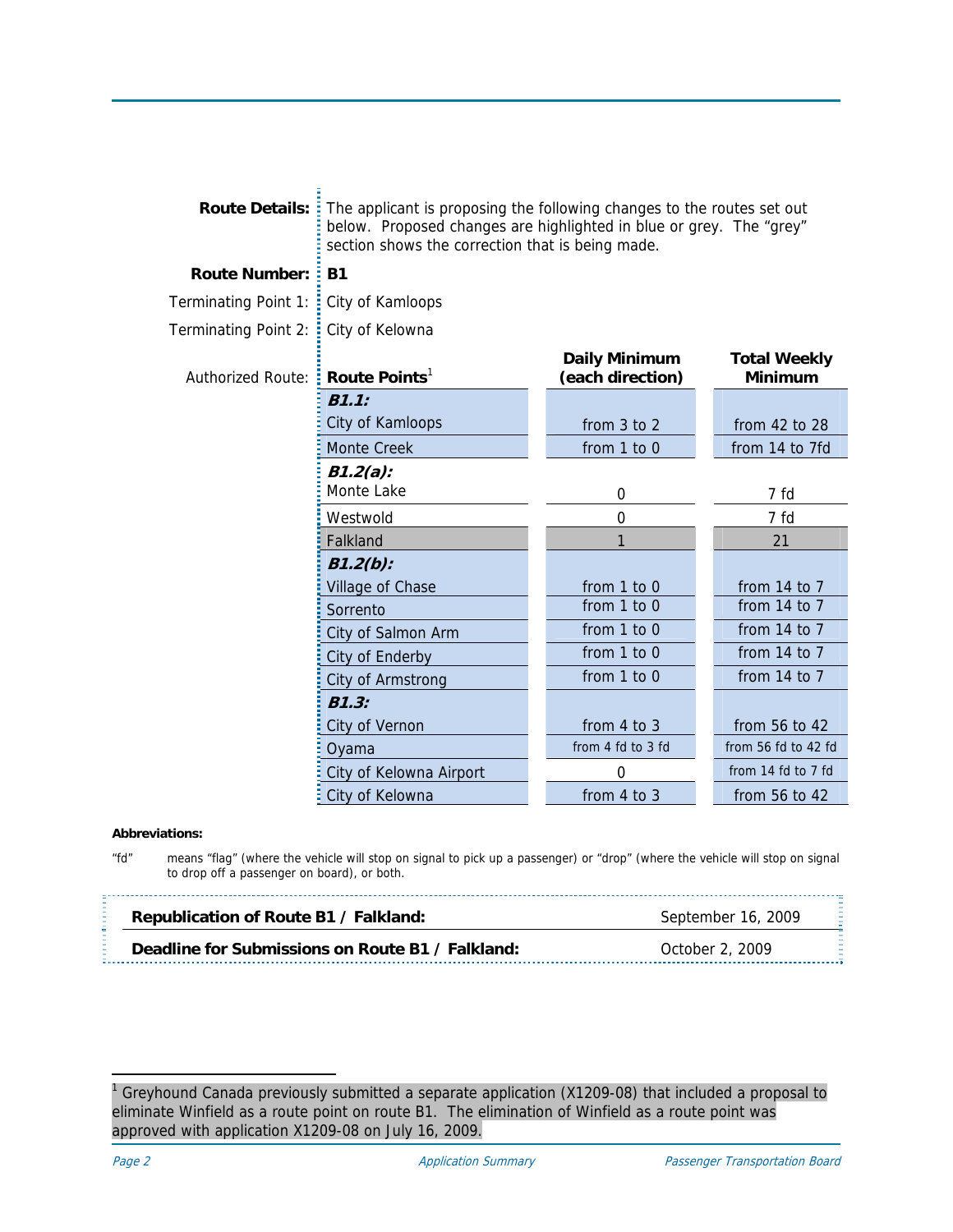**Route Details:** The applicant is proposing the following changes to the routes set out below. Proposed changes are highlighted in blue or grey. The "grey" section shows the correction that is being made.

**Route Number:** **B1**

Terminating Point 1: City of Kamloops

Terminating Point 2: City of Kelowna

Authorized Route:

| **Route Points**[1] | **Daily Minimum (each direction)** | **Total Weekly Minimum** |
|---|---|---|
| ***B1.1:*** | | |
| City of Kamloops | from 3 to 2 | from 42 to 28 |
| Monte Creek | from 1 to 0 | from 14 to 7fd |
| ***B1.2(a):*** | | |
| Monte Lake | 0 | 7 fd |
| Westwold | 0 | 7 fd |
| Falkland | 1 | 21 |
| ***B1.2(b):*** | | |
| Village of Chase | from 1 to 0 | from 14 to 7 |
| Sorrento | from 1 to 0 | from 14 to 7 |
| City of Salmon Arm | from 1 to 0 | from 14 to 7 |
| City of Enderby | from 1 to 0 | from 14 to 7 |
| City of Armstrong | from 1 to 0 | from 14 to 7 |
| ***B1.3:*** | | |
| City of Vernon | from 4 to 3 | from 56 to 42 |
| Oyama | from 4 fd to 3 fd | from 56 fd to 42 fd |
| City of Kelowna Airport | 0 | from 14 fd to 7 fd |
| City of Kelowna | from 4 to 3 | from 56 to 42 |

**Abbreviations:**

"fd" means "flag" (where the vehicle will stop on signal to pick up a passenger) or "drop" (where the vehicle will stop on signal to drop off a passenger on board), or both.

| | |
|---|---|
| **Republication of Route B1 / Falkland:** | September 16, 2009 |
| **Deadline for Submissions on Route B1 / Falkland:** | October 2, 2009 |

[1] Greyhound Canada previously submitted a separate application (X1209-08) that included a proposal to eliminate Winfield as a route point on route B1. The elimination of Winfield as a route point was approved with application X1209-08 on July 16, 2009.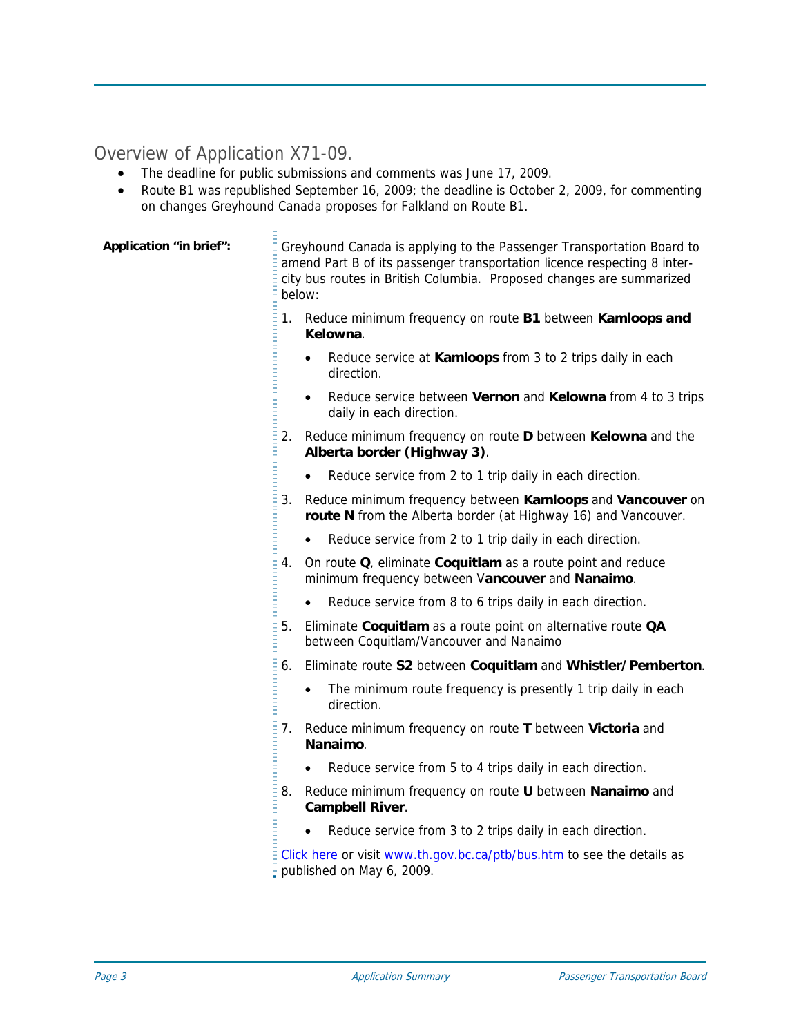## Overview of Application X71-09.

- The deadline for public submissions and comments was June 17, 2009.
- Route B1 was republished September 16, 2009; the deadline is October 2, 2009, for commenting on changes Greyhound Canada proposes for Falkland on Route B1.

**Application "in brief":**

Greyhound Canada is applying to the Passenger Transportation Board to amend Part B of its passenger transportation licence respecting 8 inter-city bus routes in British Columbia. Proposed changes are summarized below:

1. Reduce minimum frequency on route **B1** between **Kamloops and Kelowna**.
   - Reduce service at **Kamloops** from 3 to 2 trips daily in each direction.
   - Reduce service between **Vernon** and **Kelowna** from 4 to 3 trips daily in each direction.
2. Reduce minimum frequency on route **D** between **Kelowna** and the **Alberta border (Highway 3)**.
   - Reduce service from 2 to 1 trip daily in each direction.
3. Reduce minimum frequency between **Kamloops** and **Vancouver** on **route N** from the Alberta border (at Highway 16) and Vancouver.
   - Reduce service from 2 to 1 trip daily in each direction.
4. On route **Q**, eliminate **Coquitlam** as a route point and reduce minimum frequency between V**ancouver** and **Nanaimo**.
   - Reduce service from 8 to 6 trips daily in each direction.
5. Eliminate **Coquitlam** as a route point on alternative route **QA** between Coquitlam/Vancouver and Nanaimo
6. Eliminate route **S2** between **Coquitlam** and **Whistler/Pemberton**.
   - The minimum route frequency is presently 1 trip daily in each direction.
7. Reduce minimum frequency on route **T** between **Victoria** and **Nanaimo**.
   - Reduce service from 5 to 4 trips daily in each direction.
8. Reduce minimum frequency on route **U** between **Nanaimo** and **Campbell River**.
   - Reduce service from 3 to 2 trips daily in each direction.

Click here or visit www.th.gov.bc.ca/ptb/bus.htm to see the details as published on May 6, 2009.